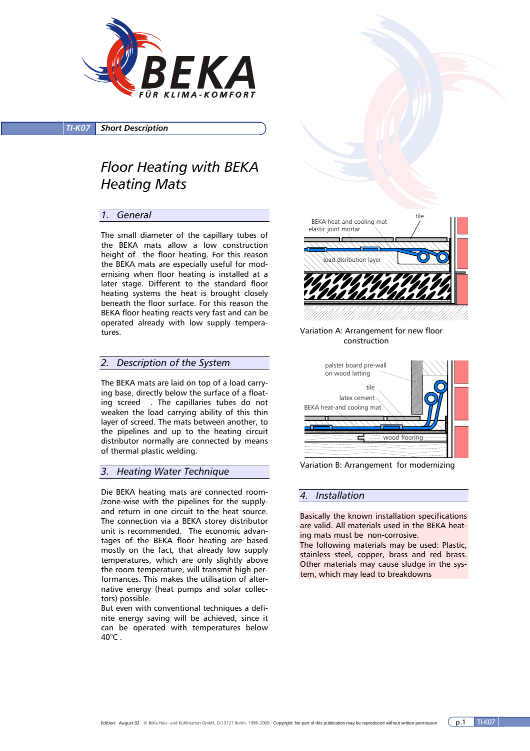TI-K07 **Short Description**

# Floor Heating with BEKA Heating Mats

## 1. General

The small diameter of the capillary tubes of the BEKA mats allow a low construction height of the floor heating. For this reason the BEKA mats are especially useful for modernising when floor heating is installed at a later stage. Different to the standard floor heating systems the heat is brought closely beneath the floor surface. For this reason the BEKA floor heating reacts very fast and can be operated already with low supply temperatures.

## 2. Description of the System

The BEKA mats are laid on top of a load carrying base, directly below the surface of a floating screed . The capillaries tubes do not weaken the load carrying ability of this thin layer of screed. The mats between another, to the pipelines and up to the heating circuit distributor normally are connected by means of thermal plastic welding.

## 3. Heating Water Technique

Die BEKA heating mats are connected room-/zone-wise with the pipelines for the supply- and return in one circuit to the heat source. The connection via a BEKA storey distributor unit is recommended. The economic advantages of the BEKA floor heating are based mostly on the fact, that already low supply temperatures, which are only slightly above the room temperature, will transmit high performances. This makes the utilisation of alternative energy (heat pumps and solar collectors) possible.

But even with conventional techniques a definite energy saving will be achieved, since it can be operated with temperatures below 40°C .

BEKA heat-and cooling mat
elastic joint mortar
tile
load disribution layer

Variation A: Arrangement for new floor construction

palster board pre-wall on wood latting
tile
latex cement
BEKA heat-and cooling mat
wood flooring

Variation B: Arrangement for modernizing

## 4. Installation

Basically the known installation specifications are valid. All materials used in the BEKA heating mats must be non-corrosive.
The following materials may be used: Plastic, stainless steel, copper, brass and red brass. Other materials may cause sludge in the system, which may lead to breakdowns

Edition: August 02 © BeKa Heiz- und Kühlmatten GmbH, D-13127 Berlin, 1996-2009 · Copyright: No part of this publication may be reproduced without written permission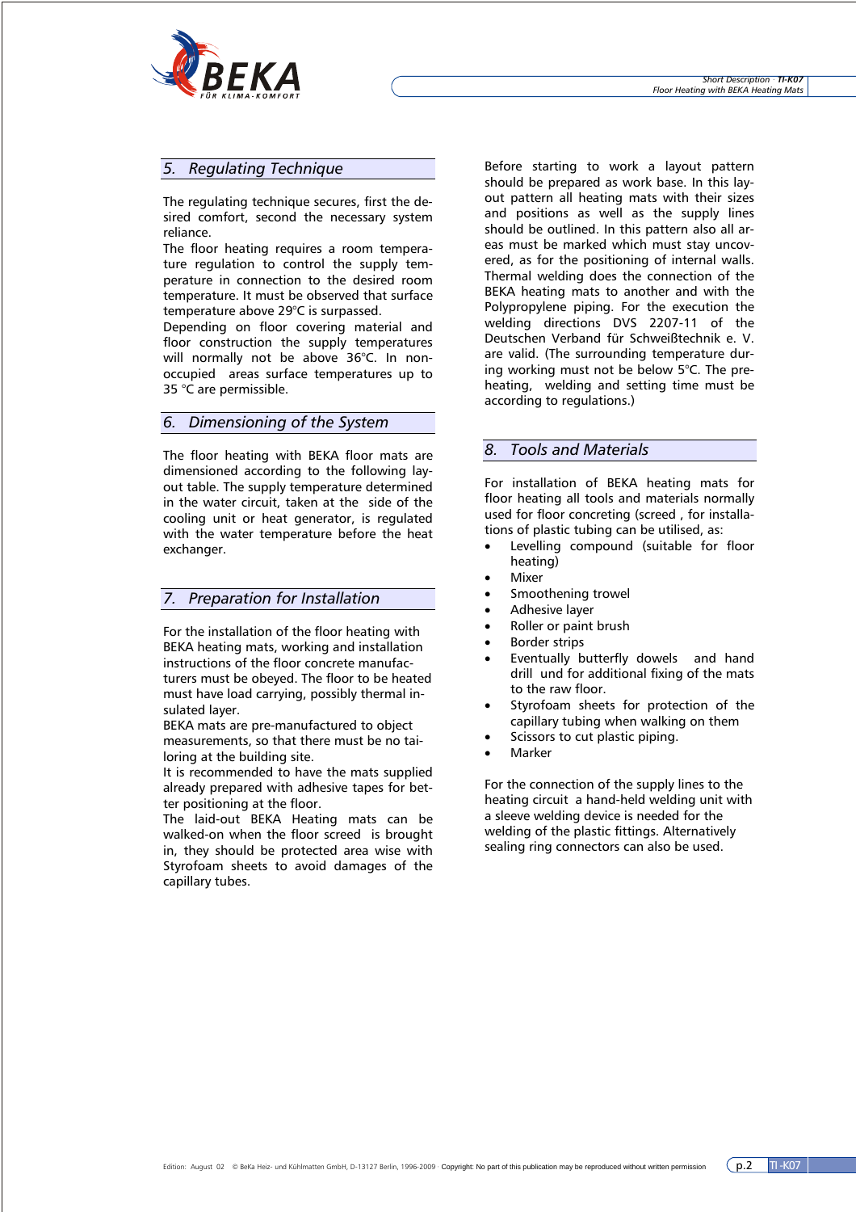## 5. Regulating Technique

The regulating technique secures, first the desired comfort, second the necessary system reliance.
The floor heating requires a room temperature regulation to control the supply temperature in connection to the desired room temperature. It must be observed that surface temperature above 29°C is surpassed.
Depending on floor covering material and floor construction the supply temperatures will normally not be above 36°C. In non-occupied areas surface temperatures up to 35 °C are permissible.

## 6. Dimensioning of the System

The floor heating with BEKA floor mats are dimensioned according to the following layout table. The supply temperature determined in the water circuit, taken at the side of the cooling unit or heat generator, is regulated with the water temperature before the heat exchanger.

## 7. Preparation for Installation

For the installation of the floor heating with BEKA heating mats, working and installation instructions of the floor concrete manufacturers must be obeyed. The floor to be heated must have load carrying, possibly thermal insulated layer.
BEKA mats are pre-manufactured to object measurements, so that there must be no tailoring at the building site.
It is recommended to have the mats supplied already prepared with adhesive tapes for better positioning at the floor.
The laid-out BEKA Heating mats can be walked-on when the floor screed is brought in, they should be protected area wise with Styrofoam sheets to avoid damages of the capillary tubes.

Before starting to work a layout pattern should be prepared as work base. In this layout pattern all heating mats with their sizes and positions as well as the supply lines should be outlined. In this pattern also all areas must be marked which must stay uncovered, as for the positioning of internal walls. Thermal welding does the connection of the BEKA heating mats to another and with the Polypropylene piping. For the execution the welding directions DVS 2207-11 of the Deutschen Verband für Schweißtechnik e. V. are valid. (The surrounding temperature during working must not be below 5°C. The preheating, welding and setting time must be according to regulations.)

## 8. Tools and Materials

For installation of BEKA heating mats for floor heating all tools and materials normally used for floor concreting (screed , for installations of plastic tubing can be utilised, as:

- Levelling compound (suitable for floor heating)
- Mixer
- Smoothening trowel
- Adhesive layer
- Roller or paint brush
- Border strips
- Eventually butterfly dowels and hand drill und for additional fixing of the mats to the raw floor.
- Styrofoam sheets for protection of the capillary tubing when walking on them
- Scissors to cut plastic piping.
- Marker

For the connection of the supply lines to the heating circuit a hand-held welding unit with a sleeve welding device is needed for the welding of the plastic fittings. Alternatively sealing ring connectors can also be used.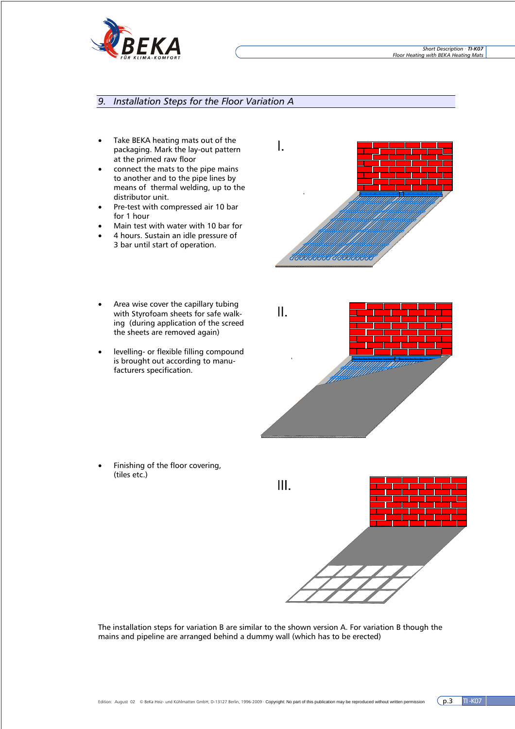## 9. Installation Steps for the Floor Variation A

- Take BEKA heating mats out of the packaging. Mark the lay-out pattern at the primed raw floor
- connect the mats to the pipe mains to another and to the pipe lines by means of thermal welding, up to the distributor unit.
- Pre-test with compressed air 10 bar for 1 hour
- Main test with water with 10 bar for
- 4 hours. Sustain an idle pressure of 3 bar until start of operation.

I.

- Area wise cover the capillary tubing with Styrofoam sheets for safe walking (during application of the screed the sheets are removed again)
- levelling- or flexible filling compound is brought out according to manufacturers specification.

II.

- Finishing of the floor covering, (tiles etc.)

III.

The installation steps for variation B are similar to the shown version A. For variation B though the mains and pipeline are arranged behind a dummy wall (which has to be erected)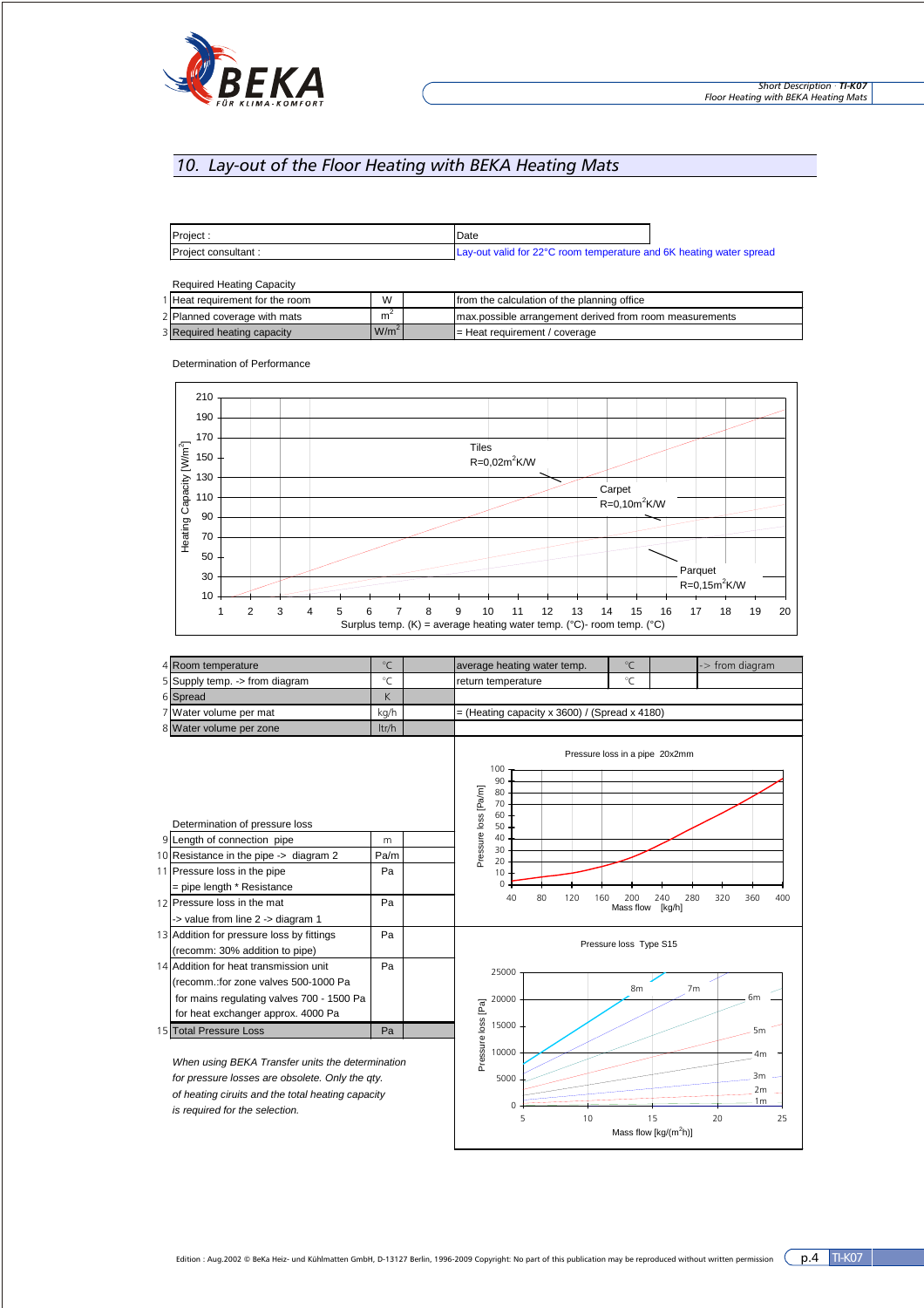## 10. Lay-out of the Floor Heating with BEKA Heating Mats

| Project : | Date |
|---|---|
| Project consultant : | Lay-out valid for 22°C room temperature and 6K heating water spread |

Required Heating Capacity

| | | | | |
|---|---|---|---|---|
| 1 | Heat requirement for the room | W | | from the calculation of the planning office |
| 2 | Planned coverage with mats | $m^2$ | | max.possible arrangement derived from room measurements |
| 3 | Required heating capacity | $W/m^2$ | | = Heat requirement / coverage |

Determination of Performance

Heating Capacity [W/m²]

Tiles R=0,02m²K/W

Carpet R=0,10m²K/W

Parquet R=0,15m²K/W

Surplus temp. (K) = average heating water temp. (°C)- room temp. (°C)

| | | | | | | | |
|---|---|---|---|---|---|---|---|
| 4 | Room temperature | °C | | average heating water temp. | °C | | -> from diagram |
| 5 | Supply temp. -> from diagram | °C | | return temperature | °C | | |
| 6 | Spread | K | | | | | |
| 7 | Water volume per mat | kg/h | | = (Heating capacity x 3600) / (Spread x 4180) | | | |
| 8 | Water volume per zone | ltr/h | | | | | |

Determination of pressure loss

| | | | |
|---|---|---|---|
| 9 | Length of connection pipe | m | |
| 10 | Resistance in the pipe -> diagram 2 | Pa/m | |
| 11 | Pressure loss in the pipe<br>= pipe length * Resistance | Pa | |
| 12 | Pressure loss in the mat<br>-> value from line 2 -> diagram 1 | Pa | |
| 13 | Addition for pressure loss by fittings<br>(recomm: 30% addition to pipe) | Pa | |
| 14 | Addition for heat transmission unit<br>(recomm.:for zone valves 500-1000 Pa<br>for mains regulating valves 700 - 1500 Pa<br>for heat exchanger approx. 4000 Pa | Pa | |
| 15 | Total Pressure Loss | Pa | |

Pressure loss in a pipe 20x2mm

Pressure loss [Pa/m] — Mass flow [kg/h]

Pressure loss Type S15

Pressure loss [Pa] — Mass flow [kg/(m²h)] — curves 1m, 2m, 3m, 4m, 5m, 6m, 7m, 8m

*When using BEKA Transfer units the determination for pressure losses are obsolete. Only the qty. of heating ciruits and the total heating capacity is required for the selection.*

Edition : Aug.2002 © BeKa Heiz- und Kühlmatten GmbH, D-13127 Berlin, 1996-2009 Copyright: No part of this publication may be reproduced without written permission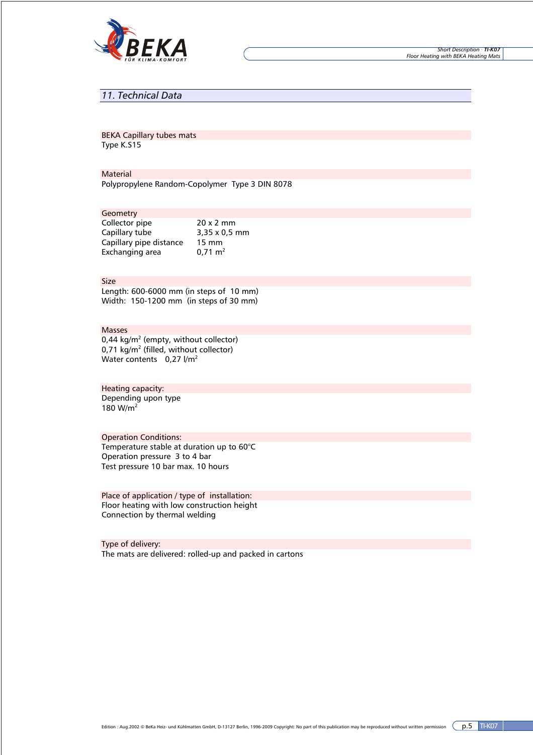## *11. Technical Data*

### BEKA Capillary tubes mats

Type K.S15

### Material

Polypropylene Random-Copolymer Type 3 DIN 8078

### Geometry

| | |
|---|---|
| Collector pipe | 20 x 2 mm |
| Capillary tube | 3,35 x 0,5 mm |
| Capillary pipe distance | 15 mm |
| Exchanging area | 0,71 m$^2$ |

### Size

Length: 600-6000 mm (in steps of 10 mm)
Width: 150-1200 mm (in steps of 30 mm)

### Masses

0,44 kg/m$^2$ (empty, without collector)
0,71 kg/m$^2$ (filled, without collector)
Water contents 0,27 l/m$^2$

### Heating capacity:

Depending upon type
180 W/m$^2$

### Operation Conditions:

Temperature stable at duration up to 60°C
Operation pressure 3 to 4 bar
Test pressure 10 bar max. 10 hours

### Place of application / type of installation:

Floor heating with low construction height
Connection by thermal welding

### Type of delivery:

The mats are delivered: rolled-up and packed in cartons

Edition : Aug.2002 © BeKa Heiz- und Kühlmatten GmbH, D-13127 Berlin, 1996-2009 Copyright: No part of this publication may be reproduced without written permission